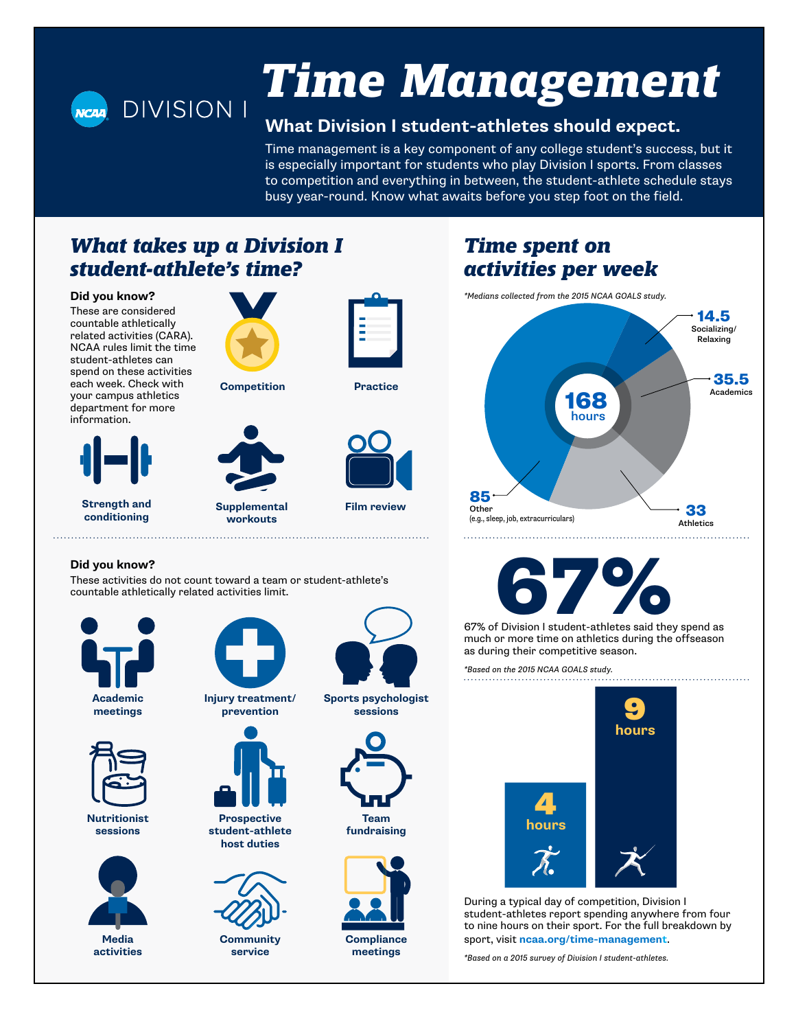NCAA DIVISION I

# Time Management

## What Division I student-athletes should expect.

Time management is a key component of any college student's success, but it is especially important for students who play Division I sports. From classes to competition and everything in between, the student-athlete schedule stays busy year-round. Know what awaits before you step foot on the field.

## What takes up a Division I student-athlete's time?

**Did you know?**

These are considered countable athletically related activities (CARA). NCAA rules limit the time student-athletes can spend on these activities each week. Check with your campus athletics department for more information.

- Competition
- Practice
- Strength and conditioning
- Supplemental workouts
- Film review

**Did you know?**

These activities do not count toward a team or student-athlete's countable athletically related activities limit.

- Academic meetings
- Injury treatment/prevention
- Sports psychologist sessions
- Nutritionist sessions
- Prospective student-athlete host duties
- Team fundraising
- Media activities
- Community service
- Compliance meetings

## Time spent on activities per week

*\*Medians collected from the 2015 NCAA GOALS study.*

168 hours

- 14.5 Socializing/Relaxing
- 35.5 Academics
- 33 Athletics
- 85 Other (e.g., sleep, job, extracurriculars)

# 67%

67% of Division I student-athletes said they spend as much or more time on athletics during the offseason as during their competitive season.

*\*Based on the 2015 NCAA GOALS study.*

4 hours

9 hours

During a typical day of competition, Division I student-athletes report spending anywhere from four to nine hours on their sport. For the full breakdown by sport, visit **ncaa.org/time-management**.

*\*Based on a 2015 survey of Division I student-athletes.*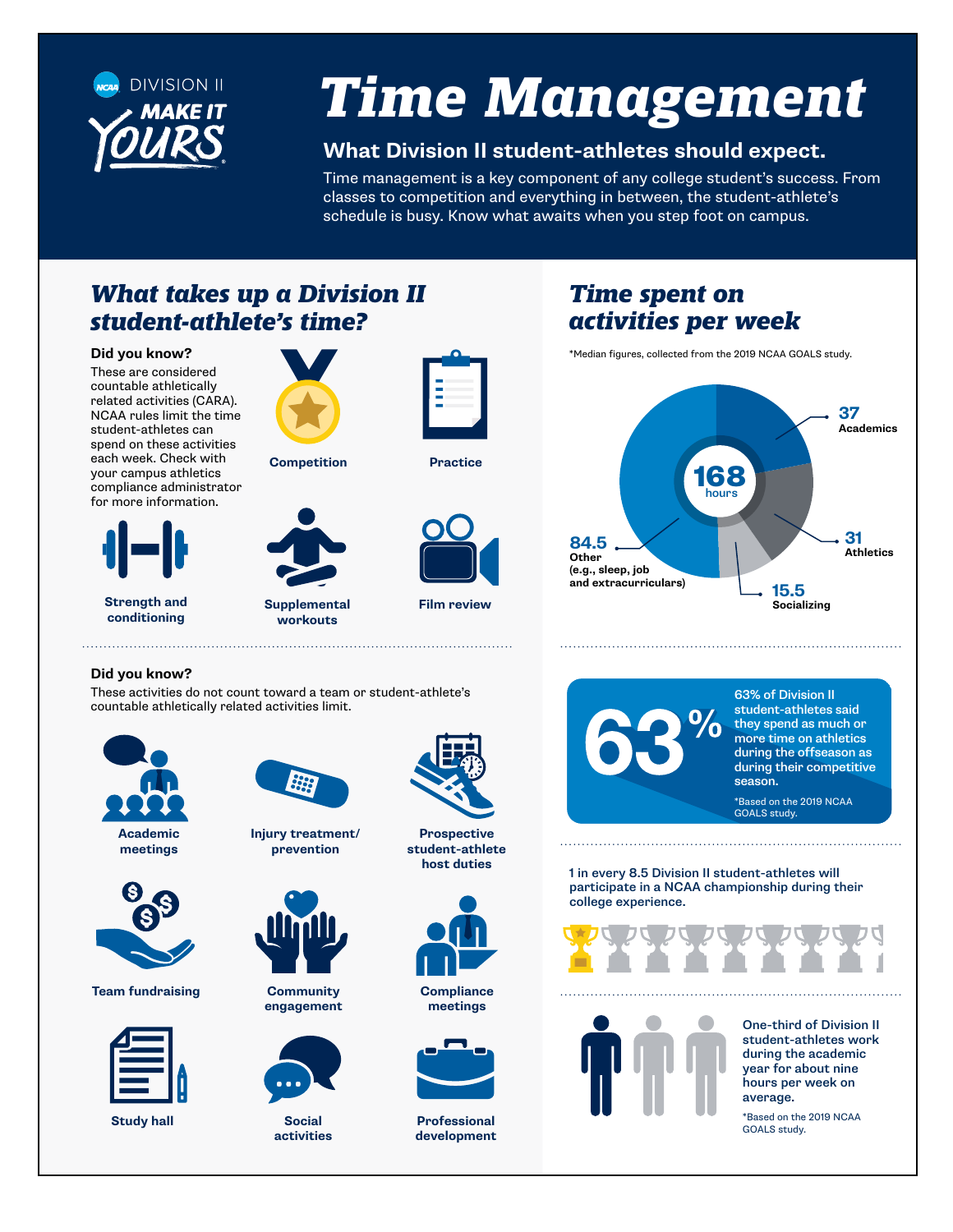DIVISION II

MAKE IT YOURS

# Time Management

## What Division II student-athletes should expect.

Time management is a key component of any college student's success. From classes to competition and everything in between, the student-athlete's schedule is busy. Know what awaits when you step foot on campus.

## What takes up a Division II student-athlete's time?

**Did you know?**

These are considered countable athletically related activities (CARA). NCAA rules limit the time student-athletes can spend on these activities each week. Check with your campus athletics compliance administrator for more information.

- Competition
- Practice
- Strength and conditioning
- Supplemental workouts
- Film review

**Did you know?**

These activities do not count toward a team or student-athlete's countable athletically related activities limit.

- Academic meetings
- Injury treatment/prevention
- Prospective student-athlete host duties
- Team fundraising
- Community engagement
- Compliance meetings
- Study hall
- Social activities
- Professional development

## Time spent on activities per week

*Median figures, collected from the 2019 NCAA GOALS study.

168 hours

| Activity | Hours |
|---|---|
| Academics | 37 |
| Athletics | 31 |
| Socializing | 15.5 |
| Other (e.g., sleep, job and extracurriculars) | 84.5 |

**63%** — 63% of Division II student-athletes said they spend as much or more time on athletics during the offseason as during their competitive season.

*Based on the 2019 NCAA GOALS study.

1 in every 8.5 Division II student-athletes will participate in a NCAA championship during their college experience.

One-third of Division II student-athletes work during the academic year for about nine hours per week on average.

*Based on the 2019 NCAA GOALS study.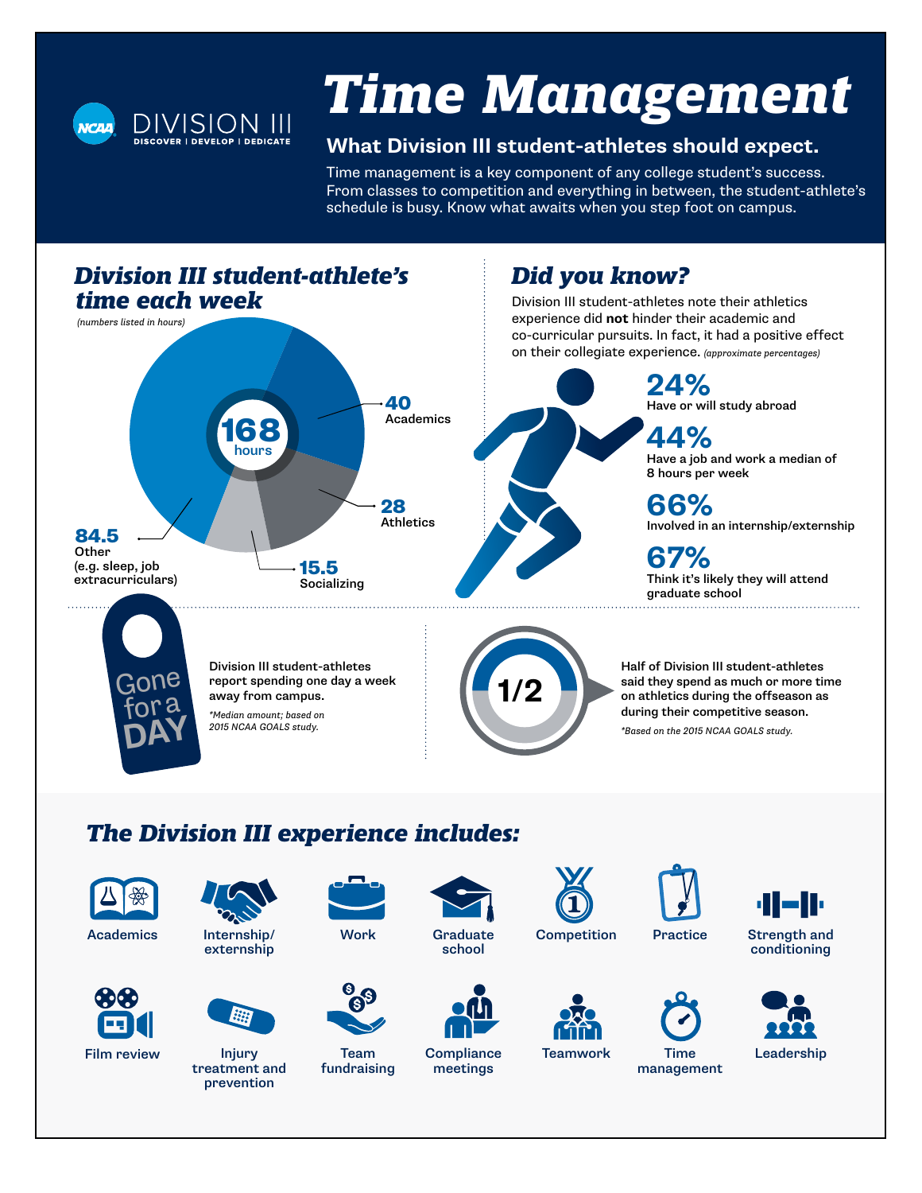NCAA DIVISION III
DISCOVER | DEVELOP | DEDICATE

# Time Management

## What Division III student-athletes should expect.

Time management is a key component of any college student's success. From classes to competition and everything in between, the student-athlete's schedule is busy. Know what awaits when you step foot on campus.

## *Division III student-athlete's time each week*

*(numbers listed in hours)*

168
hours

40
Academics

28
Athletics

15.5
Socializing

84.5
Other
(e.g. sleep, job extracurriculars)

## *Did you know?*

Division III student-athletes note their athletics experience did **not** hinder their academic and co-curricular pursuits. In fact, it had a positive effect on their collegiate experience. *(approximate percentages)*

**24%**
Have or will study abroad

**44%**
Have a job and work a median of 8 hours per week

**66%**
Involved in an internship/externship

**67%**
Think it's likely they will attend graduate school

Gone for a DAY

Division III student-athletes report spending one day a week away from campus.

*\*Median amount; based on 2015 NCAA GOALS study.*

1/2

Half of Division III student-athletes said they spend as much or more time on athletics during the offseason as during their competitive season.

*\*Based on the 2015 NCAA GOALS study.*

## *The Division III experience includes:*

- Academics
- Internship/externship
- Work
- Graduate school
- Competition
- Practice
- Strength and conditioning
- Film review
- Injury treatment and prevention
- Team fundraising
- Compliance meetings
- Teamwork
- Time management
- Leadership